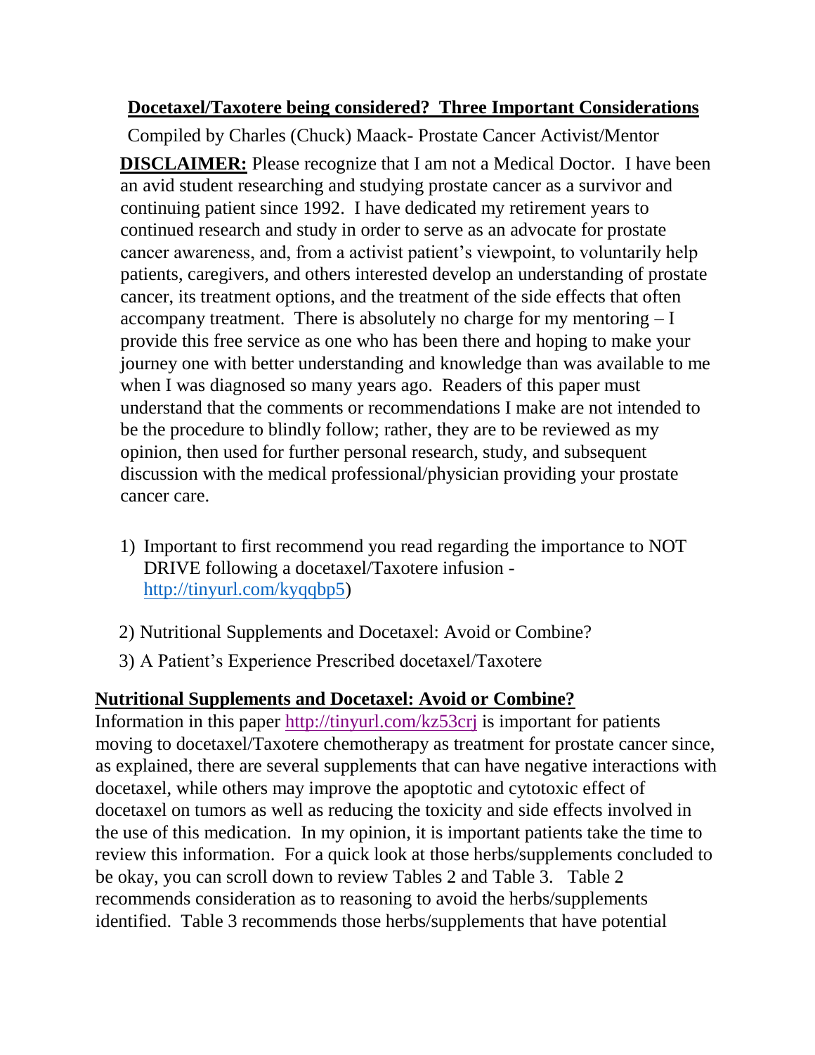# Docetaxel/Taxotere being considered? Three Important Considerations

Compiled by Charles (Chuck) Maack- Prostate Cancer Activist/Mentor

**DISCLAIMER:** Please recognize that I am not a Medical Doctor. I have been an avid student researching and studying prostate cancer as a survivor and continuing patient since 1992. I have dedicated my retirement years to continued research and study in order to serve as an advocate for prostate cancer awareness, and, from a activist patient's viewpoint, to voluntarily help patients, caregivers, and others interested develop an understanding of prostate cancer, its treatment options, and the treatment of the side effects that often accompany treatment. There is absolutely no charge for my mentoring – I provide this free service as one who has been there and hoping to make your journey one with better understanding and knowledge than was available to me when I was diagnosed so many years ago. Readers of this paper must understand that the comments or recommendations I make are not intended to be the procedure to blindly follow; rather, they are to be reviewed as my opinion, then used for further personal research, study, and subsequent discussion with the medical professional/physician providing your prostate cancer care.

1) Important to first recommend you read regarding the importance to NOT DRIVE following a docetaxel/Taxotere infusion - http://tinyurl.com/kyqqbp5)
2) Nutritional Supplements and Docetaxel: Avoid or Combine?
3) A Patient's Experience Prescribed docetaxel/Taxotere

## Nutritional Supplements and Docetaxel: Avoid or Combine?

Information in this paper http://tinyurl.com/kz53crj is important for patients moving to docetaxel/Taxotere chemotherapy as treatment for prostate cancer since, as explained, there are several supplements that can have negative interactions with docetaxel, while others may improve the apoptotic and cytotoxic effect of docetaxel on tumors as well as reducing the toxicity and side effects involved in the use of this medication. In my opinion, it is important patients take the time to review this information. For a quick look at those herbs/supplements concluded to be okay, you can scroll down to review Tables 2 and Table 3. Table 2 recommends consideration as to reasoning to avoid the herbs/supplements identified. Table 3 recommends those herbs/supplements that have potential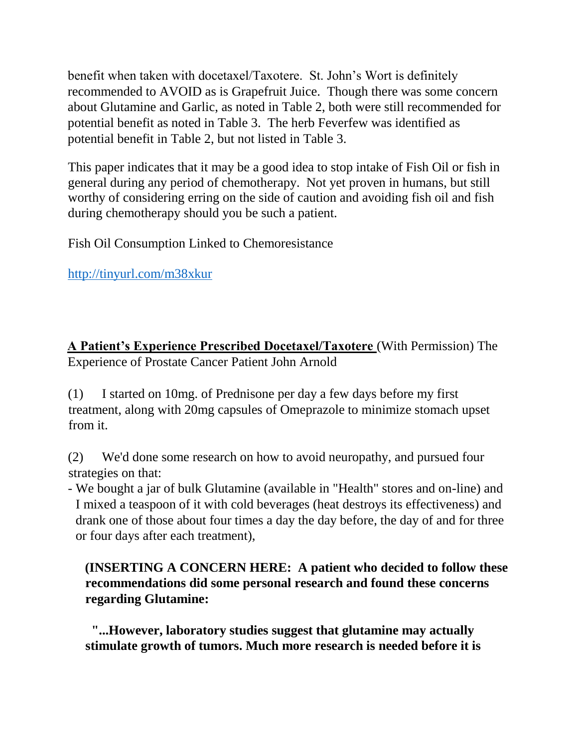benefit when taken with docetaxel/Taxotere. St. John's Wort is definitely recommended to AVOID as is Grapefruit Juice. Though there was some concern about Glutamine and Garlic, as noted in Table 2, both were still recommended for potential benefit as noted in Table 3. The herb Feverfew was identified as potential benefit in Table 2, but not listed in Table 3.

This paper indicates that it may be a good idea to stop intake of Fish Oil or fish in general during any period of chemotherapy. Not yet proven in humans, but still worthy of considering erring on the side of caution and avoiding fish oil and fish during chemotherapy should you be such a patient.

Fish Oil Consumption Linked to Chemoresistance

http://tinyurl.com/m38xkur

**A Patient's Experience Prescribed Docetaxel/Taxotere** (With Permission) The Experience of Prostate Cancer Patient John Arnold

(1) I started on 10mg. of Prednisone per day a few days before my first treatment, along with 20mg capsules of Omeprazole to minimize stomach upset from it.

(2) We'd done some research on how to avoid neuropathy, and pursued four strategies on that:

- We bought a jar of bulk Glutamine (available in "Health" stores and on-line) and I mixed a teaspoon of it with cold beverages (heat destroys its effectiveness) and drank one of those about four times a day the day before, the day of and for three or four days after each treatment),

**(INSERTING A CONCERN HERE: A patient who decided to follow these recommendations did some personal research and found these concerns regarding Glutamine:**

**"...However, laboratory studies suggest that glutamine may actually stimulate growth of tumors. Much more research is needed before it is**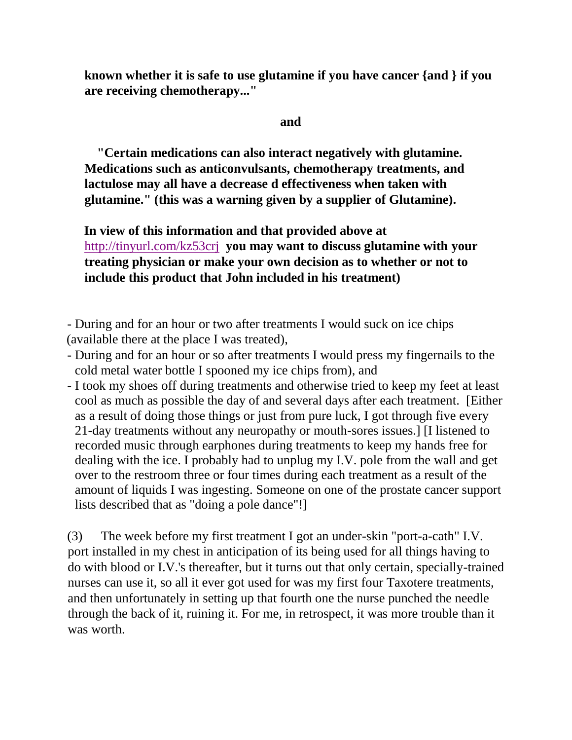**known whether it is safe to use glutamine if you have cancer {and } if you are receiving chemotherapy..."**

**and**

**"Certain medications can also interact negatively with glutamine. Medications such as anticonvulsants, chemotherapy treatments, and lactulose may all have a decrease d effectiveness when taken with glutamine." (this was a warning given by a supplier of Glutamine).**

**In view of this information and that provided above at** http://tinyurl.com/kz53crj **you may want to discuss glutamine with your treating physician or make your own decision as to whether or not to include this product that John included in his treatment)**

- During and for an hour or two after treatments I would suck on ice chips (available there at the place I was treated),
- During and for an hour or so after treatments I would press my fingernails to the cold metal water bottle I spooned my ice chips from), and
- I took my shoes off during treatments and otherwise tried to keep my feet at least cool as much as possible the day of and several days after each treatment. [Either as a result of doing those things or just from pure luck, I got through five every 21-day treatments without any neuropathy or mouth-sores issues.] [I listened to recorded music through earphones during treatments to keep my hands free for dealing with the ice. I probably had to unplug my I.V. pole from the wall and get over to the restroom three or four times during each treatment as a result of the amount of liquids I was ingesting. Someone on one of the prostate cancer support lists described that as "doing a pole dance"!]

(3) The week before my first treatment I got an under-skin "port-a-cath" I.V. port installed in my chest in anticipation of its being used for all things having to do with blood or I.V.'s thereafter, but it turns out that only certain, specially-trained nurses can use it, so all it ever got used for was my first four Taxotere treatments, and then unfortunately in setting up that fourth one the nurse punched the needle through the back of it, ruining it. For me, in retrospect, it was more trouble than it was worth.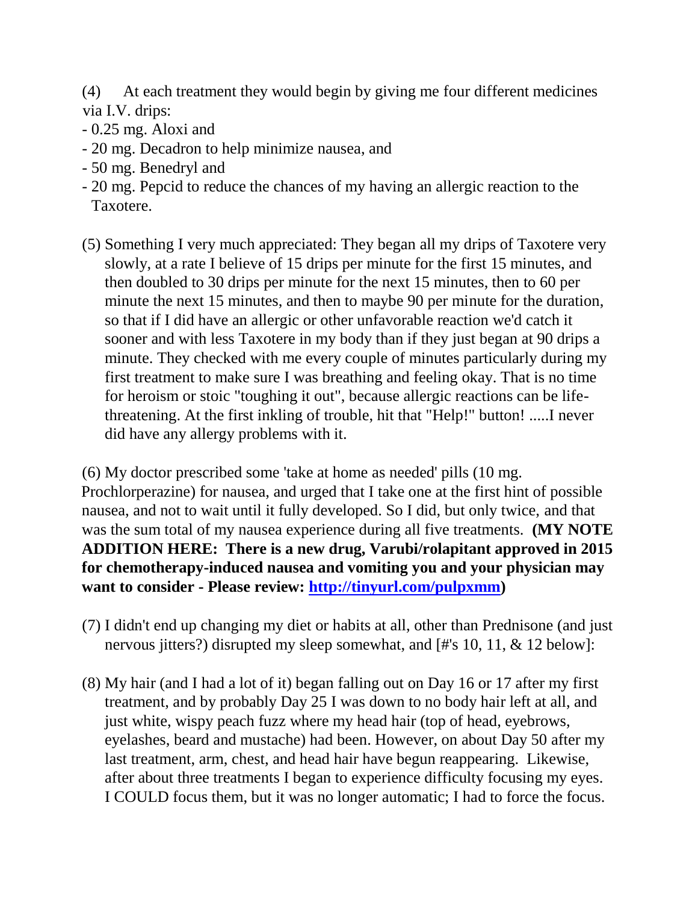(4) At each treatment they would begin by giving me four different medicines via I.V. drips:

- 0.25 mg. Aloxi and
- 20 mg. Decadron to help minimize nausea, and
- 50 mg. Benedryl and
- 20 mg. Pepcid to reduce the chances of my having an allergic reaction to the Taxotere.

(5) Something I very much appreciated: They began all my drips of Taxotere very slowly, at a rate I believe of 15 drips per minute for the first 15 minutes, and then doubled to 30 drips per minute for the next 15 minutes, then to 60 per minute the next 15 minutes, and then to maybe 90 per minute for the duration, so that if I did have an allergic or other unfavorable reaction we'd catch it sooner and with less Taxotere in my body than if they just began at 90 drips a minute. They checked with me every couple of minutes particularly during my first treatment to make sure I was breathing and feeling okay. That is no time for heroism or stoic "toughing it out", because allergic reactions can be life-threatening. At the first inkling of trouble, hit that "Help!" button! .....I never did have any allergy problems with it.

(6) My doctor prescribed some 'take at home as needed' pills (10 mg. Prochlorperazine) for nausea, and urged that I take one at the first hint of possible nausea, and not to wait until it fully developed. So I did, but only twice, and that was the sum total of my nausea experience during all five treatments. **(MY NOTE ADDITION HERE: There is a new drug, Varubi/rolapitant approved in 2015 for chemotherapy-induced nausea and vomiting you and your physician may want to consider - Please review: [http://tinyurl.com/pulpxmm](http://tinyurl.com/pulpxmm))**

(7) I didn't end up changing my diet or habits at all, other than Prednisone (and just nervous jitters?) disrupted my sleep somewhat, and [#'s 10, 11, & 12 below]:

(8) My hair (and I had a lot of it) began falling out on Day 16 or 17 after my first treatment, and by probably Day 25 I was down to no body hair left at all, and just white, wispy peach fuzz where my head hair (top of head, eyebrows, eyelashes, beard and mustache) had been. However, on about Day 50 after my last treatment, arm, chest, and head hair have begun reappearing. Likewise, after about three treatments I began to experience difficulty focusing my eyes. I COULD focus them, but it was no longer automatic; I had to force the focus.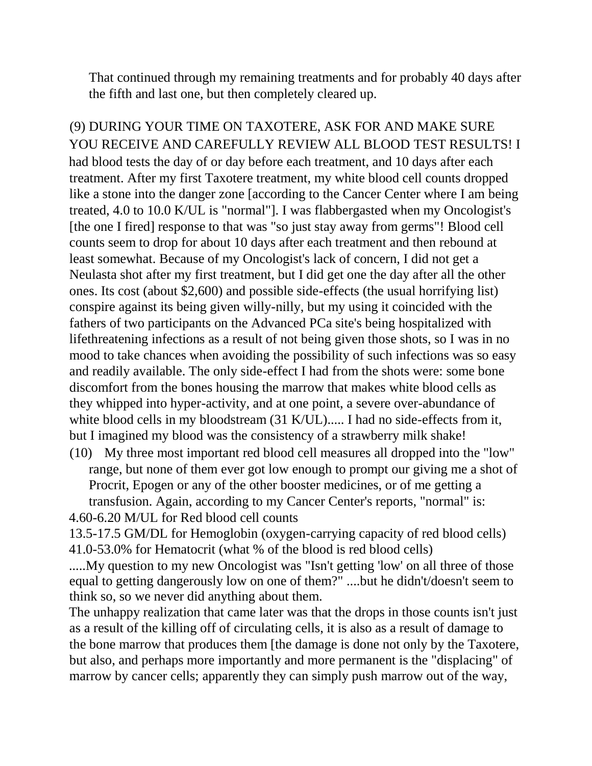That continued through my remaining treatments and for probably 40 days after the fifth and last one, but then completely cleared up.

(9) DURING YOUR TIME ON TAXOTERE, ASK FOR AND MAKE SURE YOU RECEIVE AND CAREFULLY REVIEW ALL BLOOD TEST RESULTS! I had blood tests the day of or day before each treatment, and 10 days after each treatment. After my first Taxotere treatment, my white blood cell counts dropped like a stone into the danger zone [according to the Cancer Center where I am being treated, 4.0 to 10.0 K/UL is "normal"]. I was flabbergasted when my Oncologist's [the one I fired] response to that was "so just stay away from germs"! Blood cell counts seem to drop for about 10 days after each treatment and then rebound at least somewhat. Because of my Oncologist's lack of concern, I did not get a Neulasta shot after my first treatment, but I did get one the day after all the other ones. Its cost (about $2,600) and possible side-effects (the usual horrifying list) conspire against its being given willy-nilly, but my using it coincided with the fathers of two participants on the Advanced PCa site's being hospitalized with lifethreatening infections as a result of not being given those shots, so I was in no mood to take chances when avoiding the possibility of such infections was so easy and readily available. The only side-effect I had from the shots were: some bone discomfort from the bones housing the marrow that makes white blood cells as they whipped into hyper-activity, and at one point, a severe over-abundance of white blood cells in my bloodstream (31 K/UL)..... I had no side-effects from it, but I imagined my blood was the consistency of a strawberry milk shake!

(10) My three most important red blood cell measures all dropped into the "low" range, but none of them ever got low enough to prompt our giving me a shot of Procrit, Epogen or any of the other booster medicines, or of me getting a transfusion. Again, according to my Cancer Center's reports, "normal" is:

4.60-6.20 M/UL for Red blood cell counts

13.5-17.5 GM/DL for Hemoglobin (oxygen-carrying capacity of red blood cells)

41.0-53.0% for Hematocrit (what % of the blood is red blood cells)

.....My question to my new Oncologist was "Isn't getting 'low' on all three of those equal to getting dangerously low on one of them?" ....but he didn't/doesn't seem to think so, so we never did anything about them.

The unhappy realization that came later was that the drops in those counts isn't just as a result of the killing off of circulating cells, it is also as a result of damage to the bone marrow that produces them [the damage is done not only by the Taxotere, but also, and perhaps more importantly and more permanent is the "displacing" of marrow by cancer cells; apparently they can simply push marrow out of the way,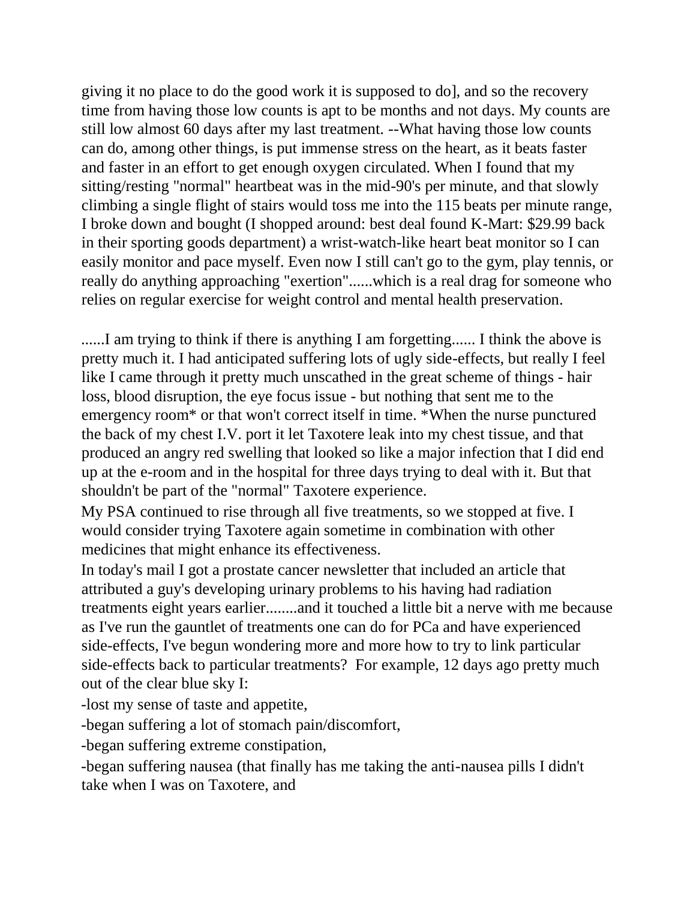giving it no place to do the good work it is supposed to do], and so the recovery time from having those low counts is apt to be months and not days. My counts are still low almost 60 days after my last treatment. --What having those low counts can do, among other things, is put immense stress on the heart, as it beats faster and faster in an effort to get enough oxygen circulated. When I found that my sitting/resting "normal" heartbeat was in the mid-90's per minute, and that slowly climbing a single flight of stairs would toss me into the 115 beats per minute range, I broke down and bought (I shopped around: best deal found K-Mart: $29.99 back in their sporting goods department) a wrist-watch-like heart beat monitor so I can easily monitor and pace myself. Even now I still can't go to the gym, play tennis, or really do anything approaching "exertion"......which is a real drag for someone who relies on regular exercise for weight control and mental health preservation.

......I am trying to think if there is anything I am forgetting...... I think the above is pretty much it. I had anticipated suffering lots of ugly side-effects, but really I feel like I came through it pretty much unscathed in the great scheme of things - hair loss, blood disruption, the eye focus issue - but nothing that sent me to the emergency room* or that won't correct itself in time. *When the nurse punctured the back of my chest I.V. port it let Taxotere leak into my chest tissue, and that produced an angry red swelling that looked so like a major infection that I did end up at the e-room and in the hospital for three days trying to deal with it. But that shouldn't be part of the "normal" Taxotere experience.

My PSA continued to rise through all five treatments, so we stopped at five. I would consider trying Taxotere again sometime in combination with other medicines that might enhance its effectiveness.

In today's mail I got a prostate cancer newsletter that included an article that attributed a guy's developing urinary problems to his having had radiation treatments eight years earlier........and it touched a little bit a nerve with me because as I've run the gauntlet of treatments one can do for PCa and have experienced side-effects, I've begun wondering more and more how to try to link particular side-effects back to particular treatments? For example, 12 days ago pretty much out of the clear blue sky I:

-lost my sense of taste and appetite,

-began suffering a lot of stomach pain/discomfort,

-began suffering extreme constipation,

-began suffering nausea (that finally has me taking the anti-nausea pills I didn't take when I was on Taxotere, and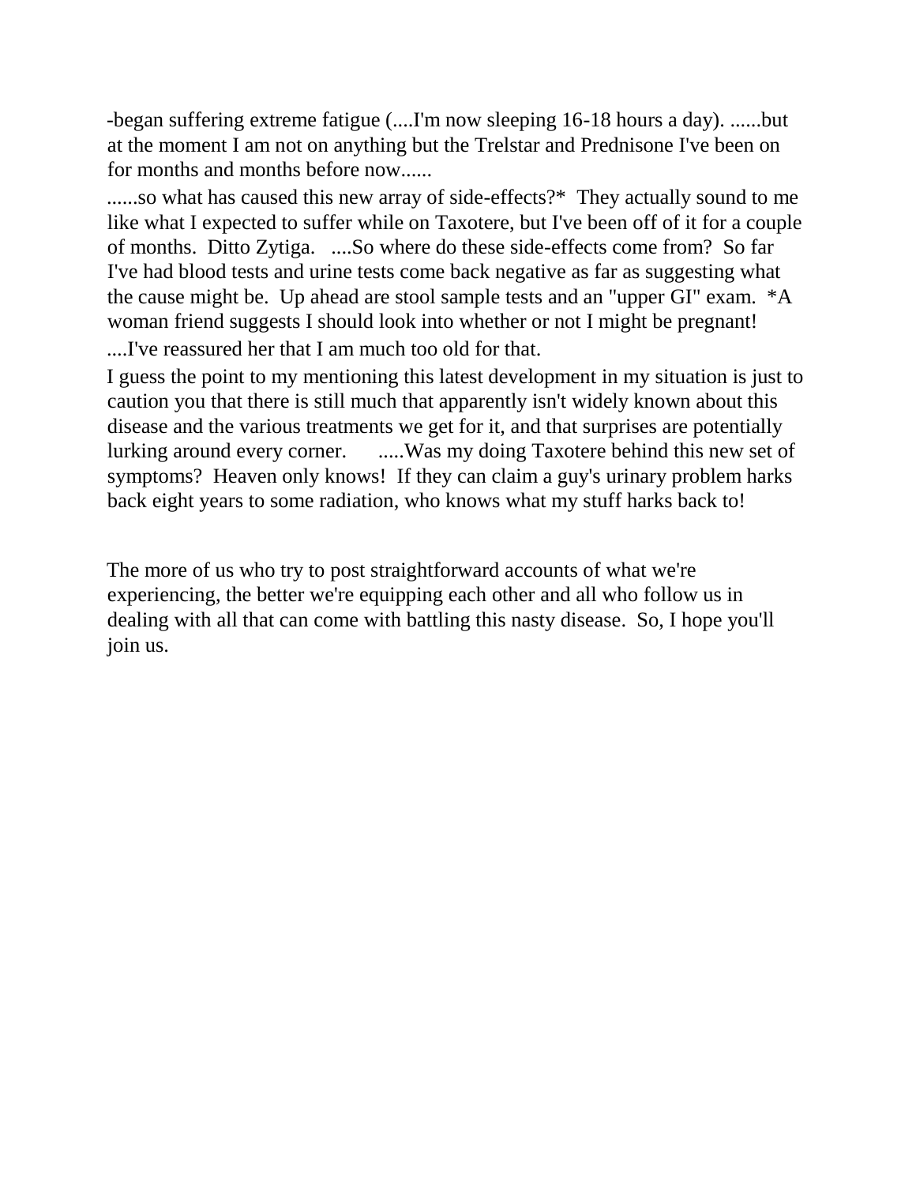-began suffering extreme fatigue (....I'm now sleeping 16-18 hours a day). ......but at the moment I am not on anything but the Trelstar and Prednisone I've been on for months and months before now......

......so what has caused this new array of side-effects?* They actually sound to me like what I expected to suffer while on Taxotere, but I've been off of it for a couple of months. Ditto Zytiga. ....So where do these side-effects come from? So far I've had blood tests and urine tests come back negative as far as suggesting what the cause might be. Up ahead are stool sample tests and an "upper GI" exam. *A woman friend suggests I should look into whether or not I might be pregnant! ....I've reassured her that I am much too old for that.

I guess the point to my mentioning this latest development in my situation is just to caution you that there is still much that apparently isn't widely known about this disease and the various treatments we get for it, and that surprises are potentially lurking around every corner. .....Was my doing Taxotere behind this new set of symptoms? Heaven only knows! If they can claim a guy's urinary problem harks back eight years to some radiation, who knows what my stuff harks back to!

The more of us who try to post straightforward accounts of what we're experiencing, the better we're equipping each other and all who follow us in dealing with all that can come with battling this nasty disease. So, I hope you'll join us.